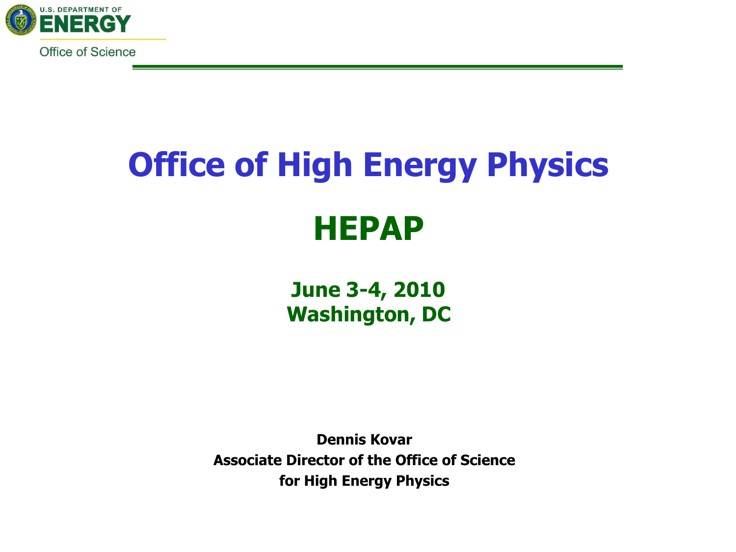U.S. DEPARTMENT OF **ENERGY**

Office of Science

# Office of High Energy Physics

## HEPAP

**June 3-4, 2010**
**Washington, DC**

**Dennis Kovar**
**Associate Director of the Office of Science**
**for High Energy Physics**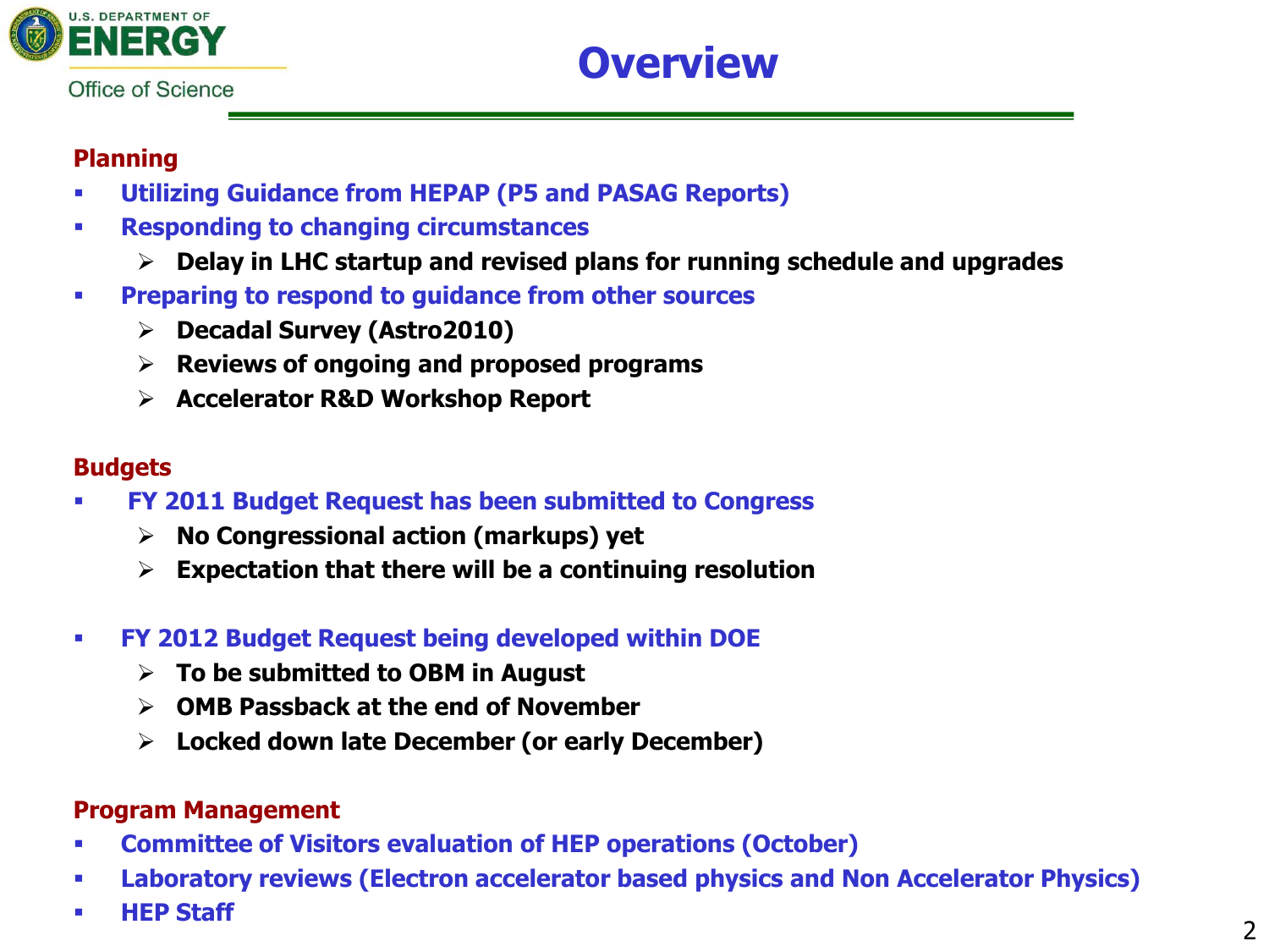# Overview

**Planning**

- **Utilizing Guidance from HEPAP (P5 and PASAG Reports)**
- **Responding to changing circumstances**
  - **Delay in LHC startup and revised plans for running schedule and upgrades**
- **Preparing to respond to guidance from other sources**
  - **Decadal Survey (Astro2010)**
  - **Reviews of ongoing and proposed programs**
  - **Accelerator R&D Workshop Report**

**Budgets**

- **FY 2011 Budget Request has been submitted to Congress**
  - **No Congressional action (markups) yet**
  - **Expectation that there will be a continuing resolution**
- **FY 2012 Budget Request being developed within DOE**
  - **To be submitted to OBM in August**
  - **OMB Passback at the end of November**
  - **Locked down late December (or early December)**

**Program Management**

- **Committee of Visitors evaluation of HEP operations (October)**
- **Laboratory reviews (Electron accelerator based physics and Non Accelerator Physics)**
- **HEP Staff**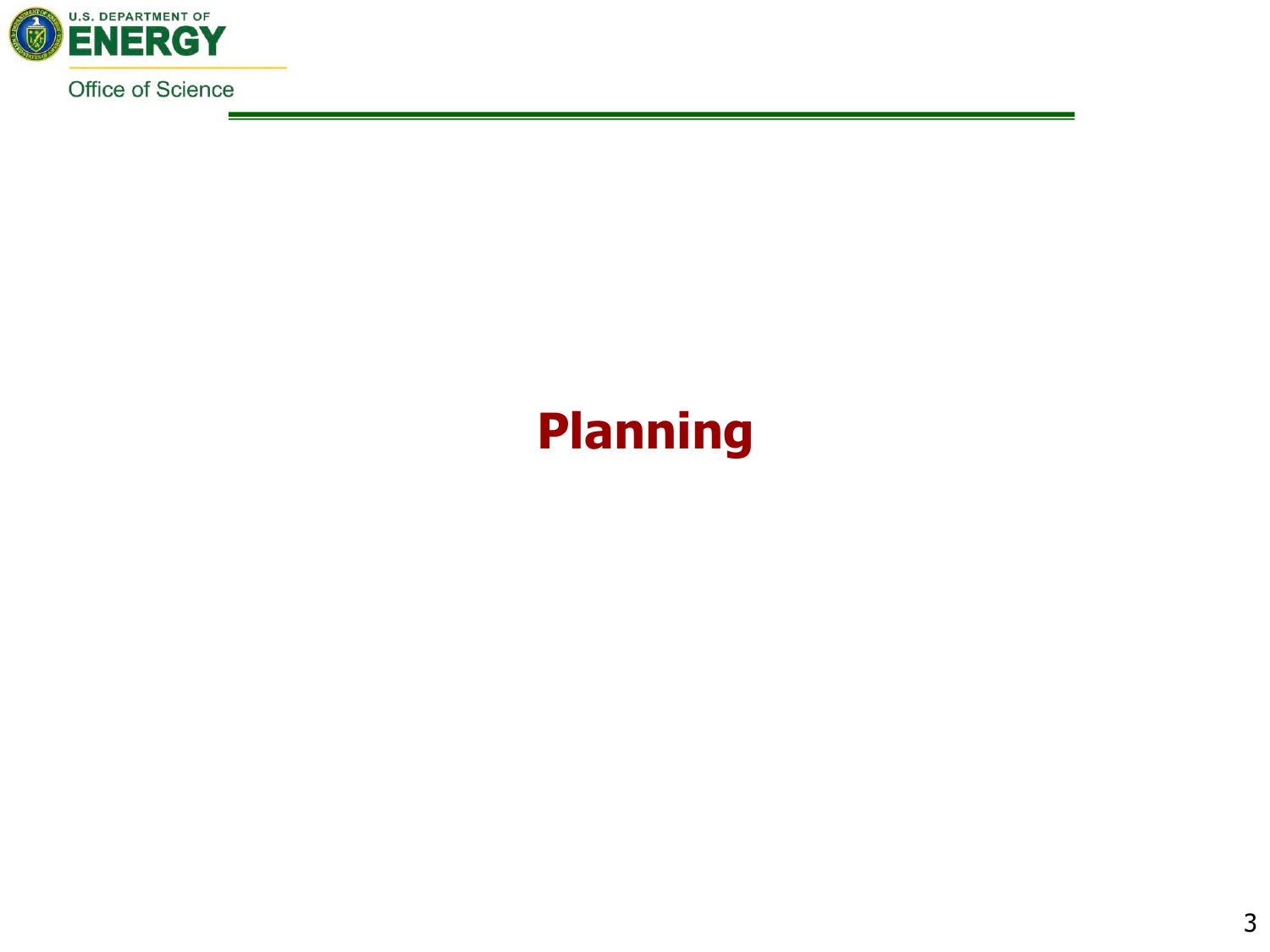# Planning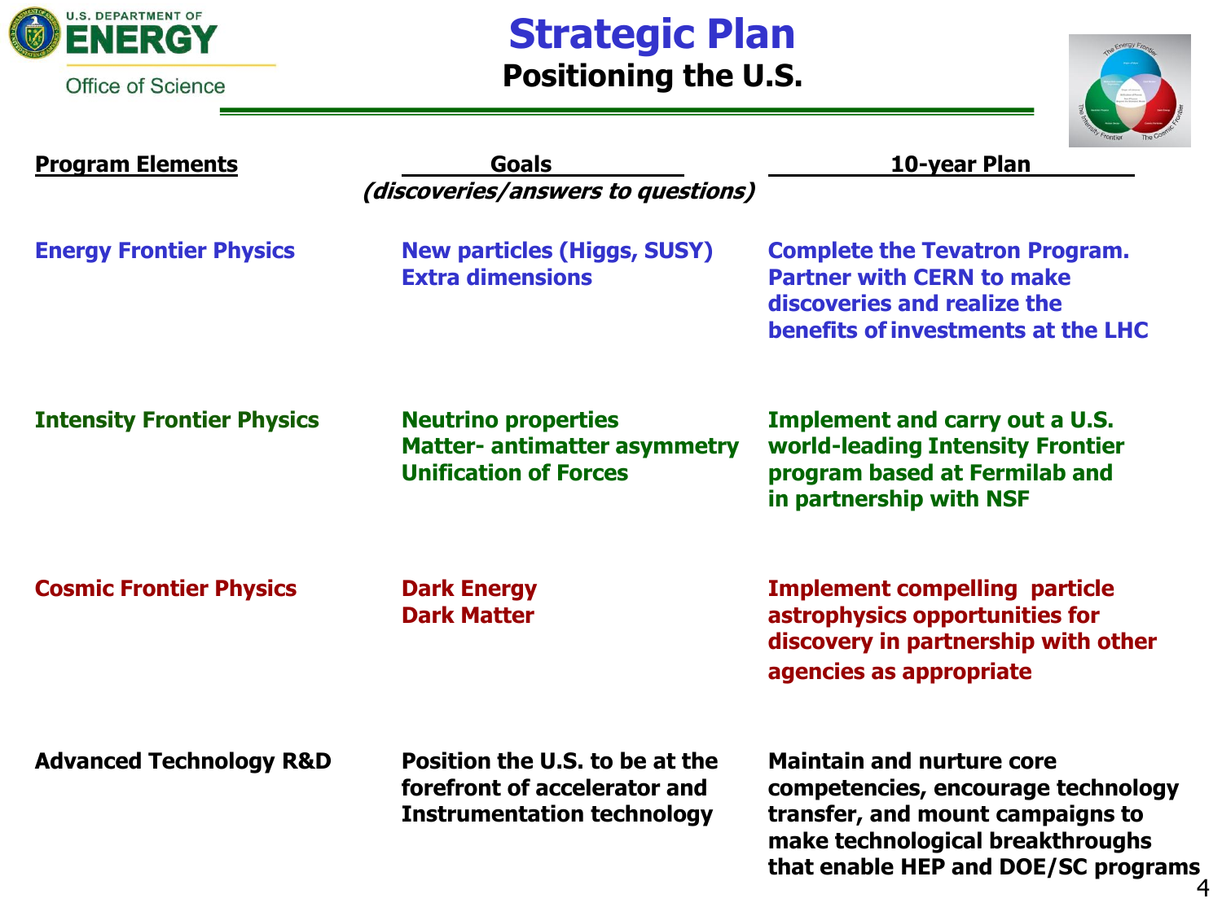# Strategic Plan

## Positioning the U.S.

| Program Elements | Goals *(discoveries/answers to questions)* | 10-year Plan |
|---|---|---|
| Energy Frontier Physics | New particles (Higgs, SUSY)<br>Extra dimensions | Complete the Tevatron Program. Partner with CERN to make discoveries and realize the benefits of investments at the LHC |
| Intensity Frontier Physics | Neutrino properties<br>Matter- antimatter asymmetry<br>Unification of Forces | Implement and carry out a U.S. world-leading Intensity Frontier program based at Fermilab and in partnership with NSF |
| Cosmic Frontier Physics | Dark Energy<br>Dark Matter | Implement compelling particle astrophysics opportunities for discovery in partnership with other agencies as appropriate |
| Advanced Technology R&D | Position the U.S. to be at the forefront of accelerator and Instrumentation technology | Maintain and nurture core competencies, encourage technology transfer, and mount campaigns to make technological breakthroughs that enable HEP and DOE/SC programs |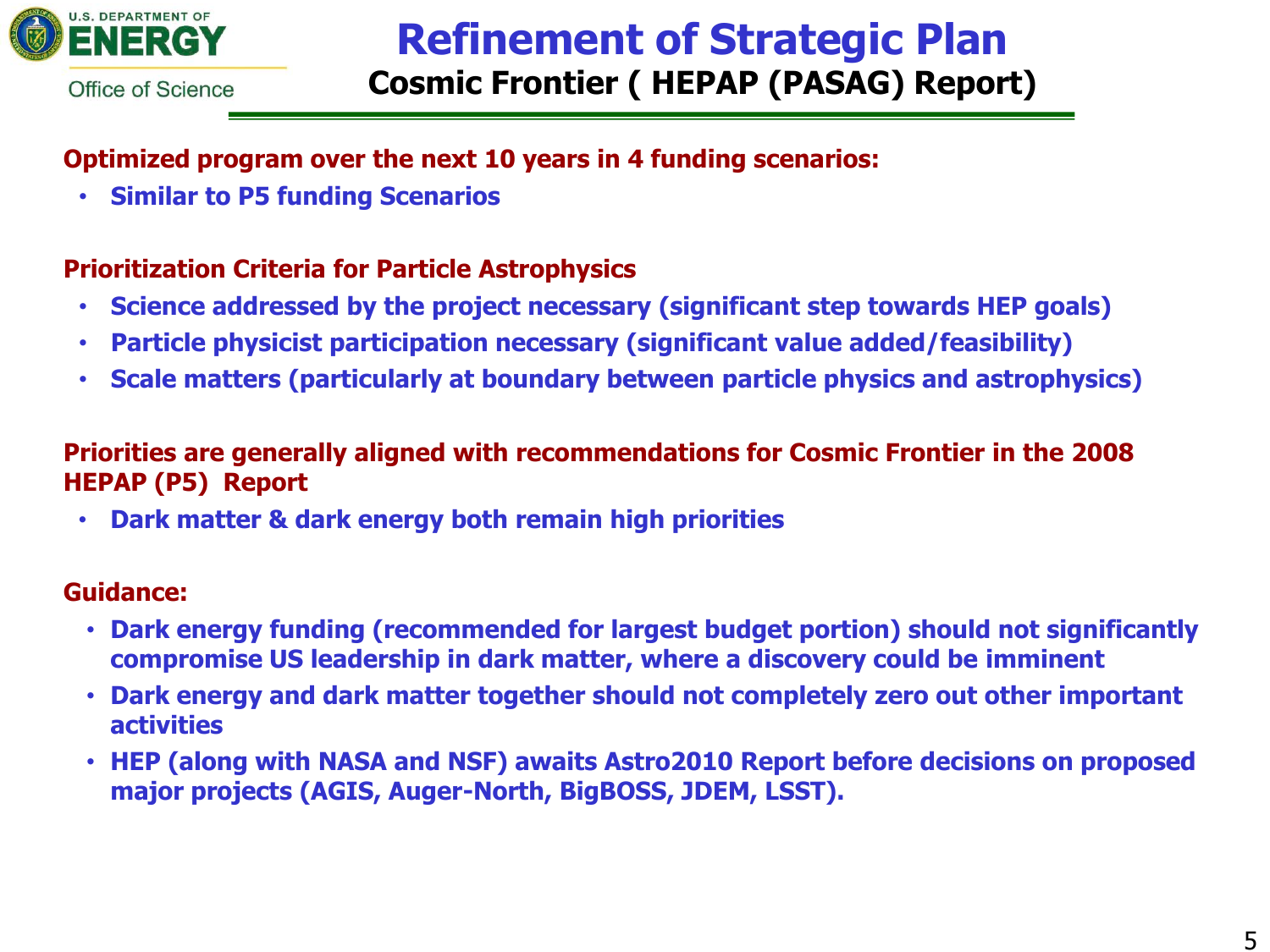# Refinement of Strategic Plan

## Cosmic Frontier ( HEPAP (PASAG) Report)

**Optimized program over the next 10 years in 4 funding scenarios:**

- **Similar to P5 funding Scenarios**

**Prioritization Criteria for Particle Astrophysics**

- **Science addressed by the project necessary (significant step towards HEP goals)**
- **Particle physicist participation necessary (significant value added/feasibility)**
- **Scale matters (particularly at boundary between particle physics and astrophysics)**

**Priorities are generally aligned with recommendations for Cosmic Frontier in the 2008 HEPAP (P5) Report**

- **Dark matter & dark energy both remain high priorities**

**Guidance:**

- **Dark energy funding (recommended for largest budget portion) should not significantly compromise US leadership in dark matter, where a discovery could be imminent**
- **Dark energy and dark matter together should not completely zero out other important activities**
- **HEP (along with NASA and NSF) awaits Astro2010 Report before decisions on proposed major projects (AGIS, Auger-North, BigBOSS, JDEM, LSST).**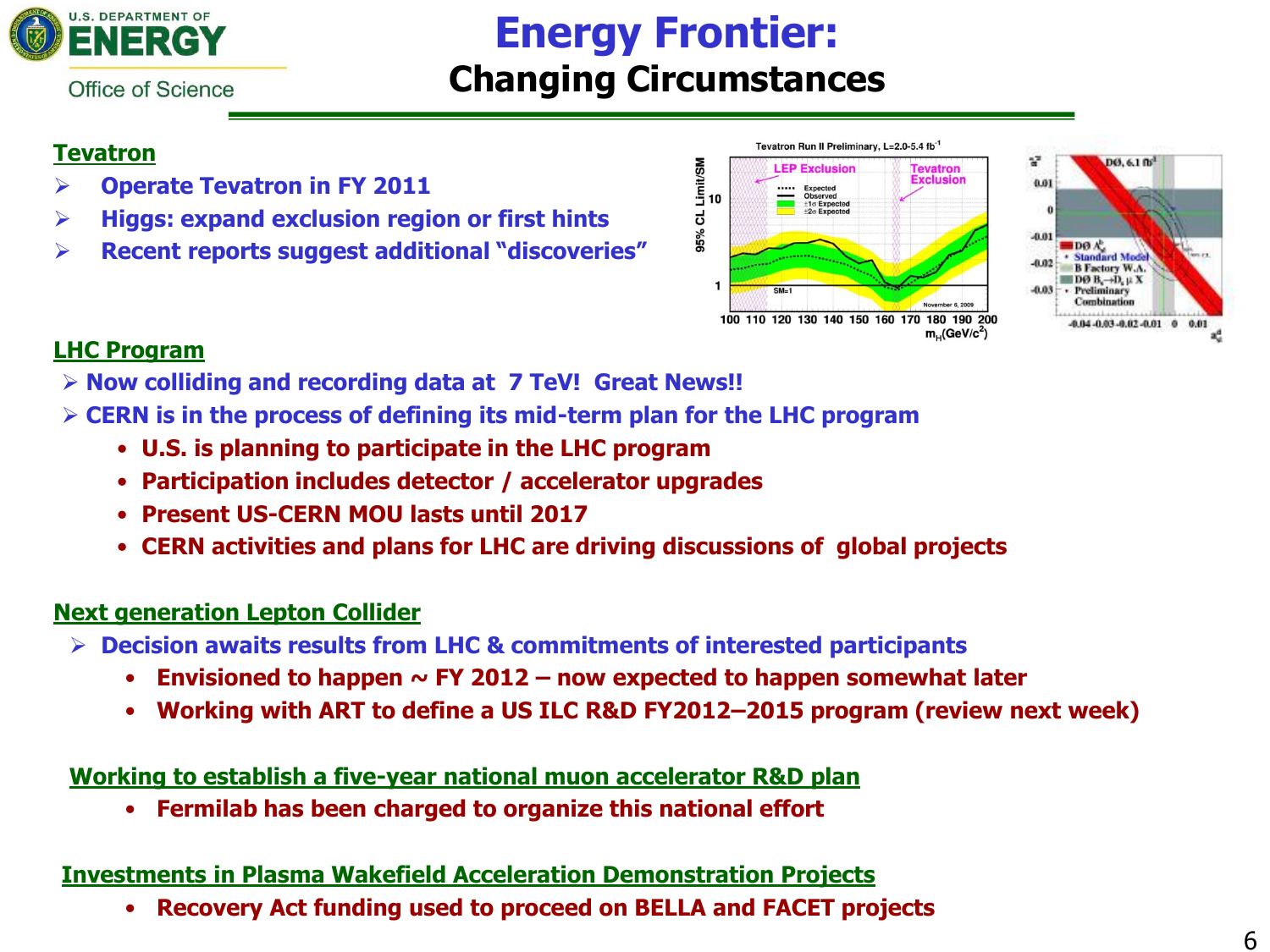# Energy Frontier:
## Changing Circumstances

**Tevatron**

- **Operate Tevatron in FY 2011**
- **Higgs: expand exclusion region or first hints**
- **Recent reports suggest additional "discoveries"**

**LHC Program**

- **Now colliding and recording data at 7 TeV! Great News!!**
- **CERN is in the process of defining its mid-term plan for the LHC program**
  - **U.S. is planning to participate in the LHC program**
  - **Participation includes detector / accelerator upgrades**
  - **Present US-CERN MOU lasts until 2017**
  - **CERN activities and plans for LHC are driving discussions of global projects**

**Next generation Lepton Collider**

- **Decision awaits results from LHC & commitments of interested participants**
  - **Envisioned to happen ~ FY 2012 – now expected to happen somewhat later**
  - **Working with ART to define a US ILC R&D FY2012–2015 program (review next week)**

**Working to establish a five-year national muon accelerator R&D plan**

- **Fermilab has been charged to organize this national effort**

**Investments in Plasma Wakefield Acceleration Demonstration Projects**

- **Recovery Act funding used to proceed on BELLA and FACET projects**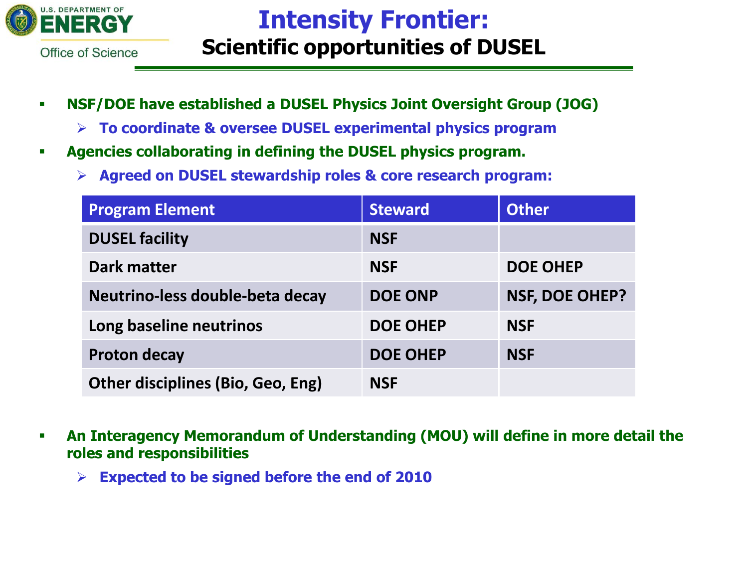# Intensity Frontier:
## Scientific opportunities of DUSEL

- **NSF/DOE have established a DUSEL Physics Joint Oversight Group (JOG)**
  - **To coordinate & oversee DUSEL experimental physics program**
- **Agencies collaborating in defining the DUSEL physics program.**
  - **Agreed on DUSEL stewardship roles & core research program:**

| Program Element | Steward | Other |
|---|---|---|
| DUSEL facility | NSF | |
| Dark matter | NSF | DOE OHEP |
| Neutrino-less double-beta decay | DOE ONP | NSF, DOE OHEP? |
| Long baseline neutrinos | DOE OHEP | NSF |
| Proton decay | DOE OHEP | NSF |
| Other disciplines (Bio, Geo, Eng) | NSF | |

- **An Interagency Memorandum of Understanding (MOU) will define in more detail the roles and responsibilities**
  - **Expected to be signed before the end of 2010**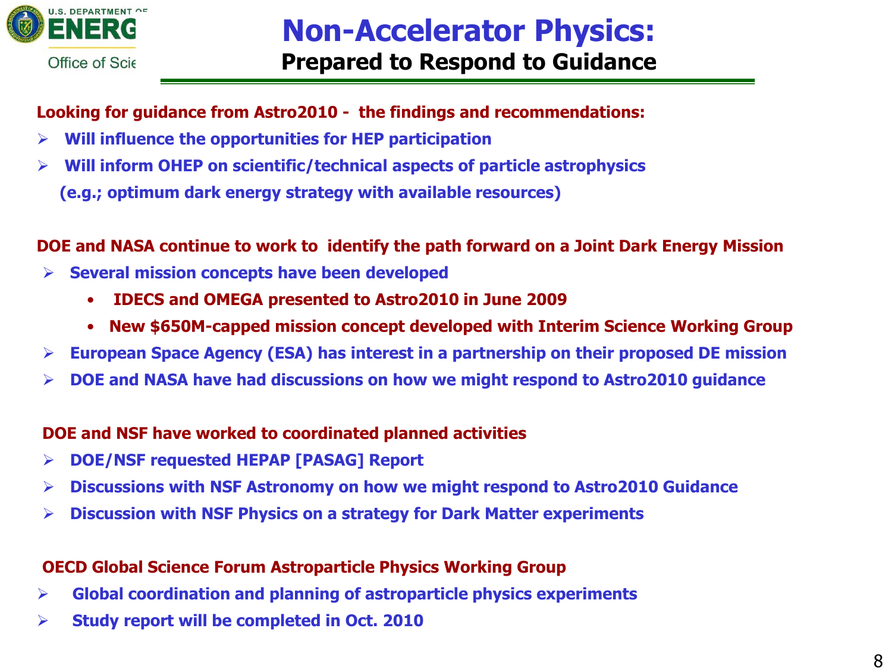# Non-Accelerator Physics:

## Prepared to Respond to Guidance

**Looking for guidance from Astro2010 - the findings and recommendations:**

- **Will influence the opportunities for HEP participation**
- **Will inform OHEP on scientific/technical aspects of particle astrophysics (e.g.; optimum dark energy strategy with available resources)**

**DOE and NASA continue to work to identify the path forward on a Joint Dark Energy Mission**

- **Several mission concepts have been developed**
  - **IDECS and OMEGA presented to Astro2010 in June 2009**
  - **New $650M-capped mission concept developed with Interim Science Working Group**
- **European Space Agency (ESA) has interest in a partnership on their proposed DE mission**
- **DOE and NASA have had discussions on how we might respond to Astro2010 guidance**

**DOE and NSF have worked to coordinated planned activities**

- **DOE/NSF requested HEPAP [PASAG] Report**
- **Discussions with NSF Astronomy on how we might respond to Astro2010 Guidance**
- **Discussion with NSF Physics on a strategy for Dark Matter experiments**

**OECD Global Science Forum Astroparticle Physics Working Group**

- **Global coordination and planning of astroparticle physics experiments**
- **Study report will be completed in Oct. 2010**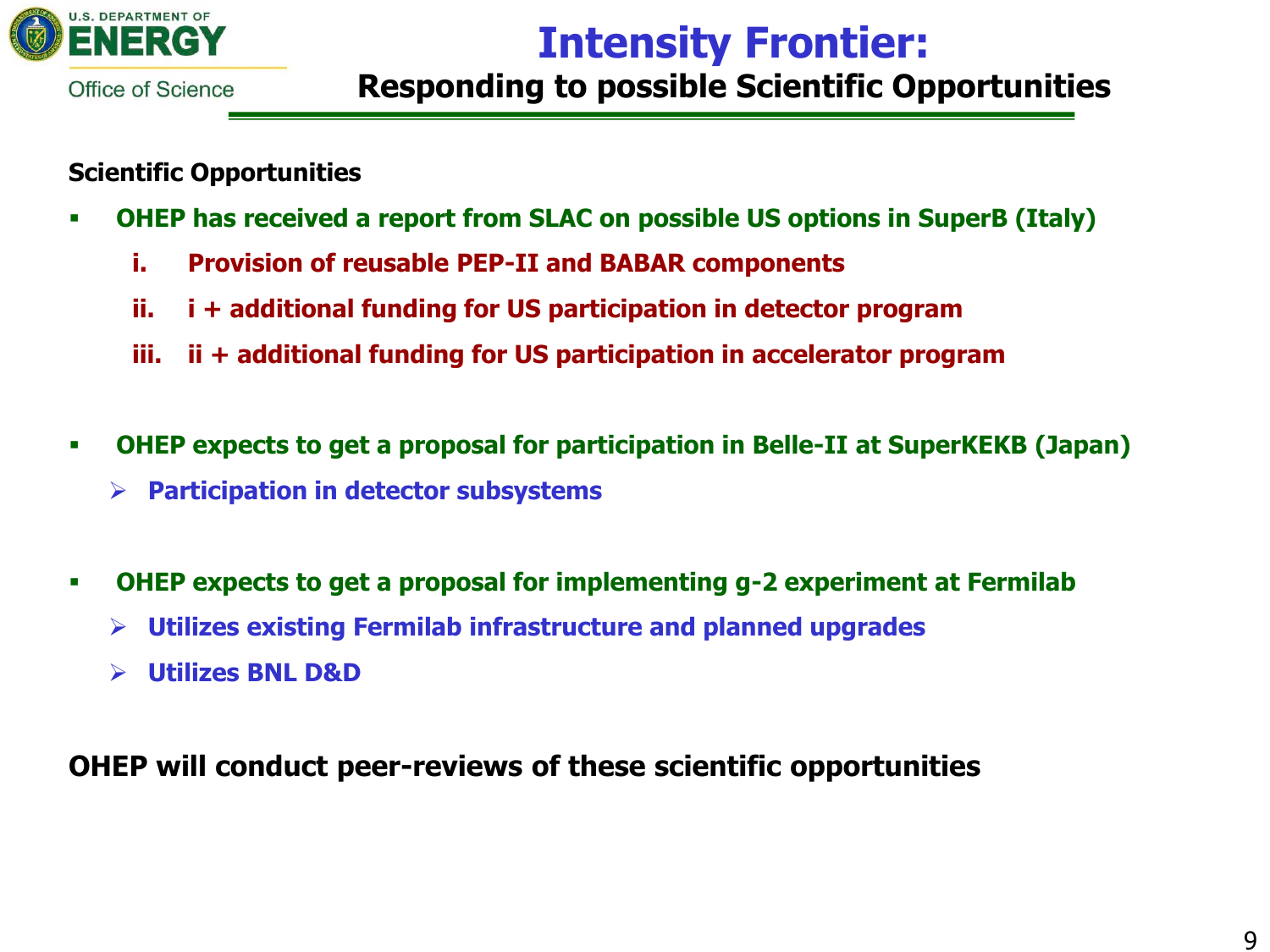# Intensity Frontier:

## Responding to possible Scientific Opportunities

**Scientific Opportunities**

- **OHEP has received a report from SLAC on possible US options in SuperB (Italy)**
  1. **Provision of reusable PEP-II and BABAR components**
  2. **i + additional funding for US participation in detector program**
  3. **ii + additional funding for US participation in accelerator program**

- **OHEP expects to get a proposal for participation in Belle-II at SuperKEKB (Japan)**
  - **Participation in detector subsystems**

- **OHEP expects to get a proposal for implementing g-2 experiment at Fermilab**
  - **Utilizes existing Fermilab infrastructure and planned upgrades**
  - **Utilizes BNL D&D**

**OHEP will conduct peer-reviews of these scientific opportunities**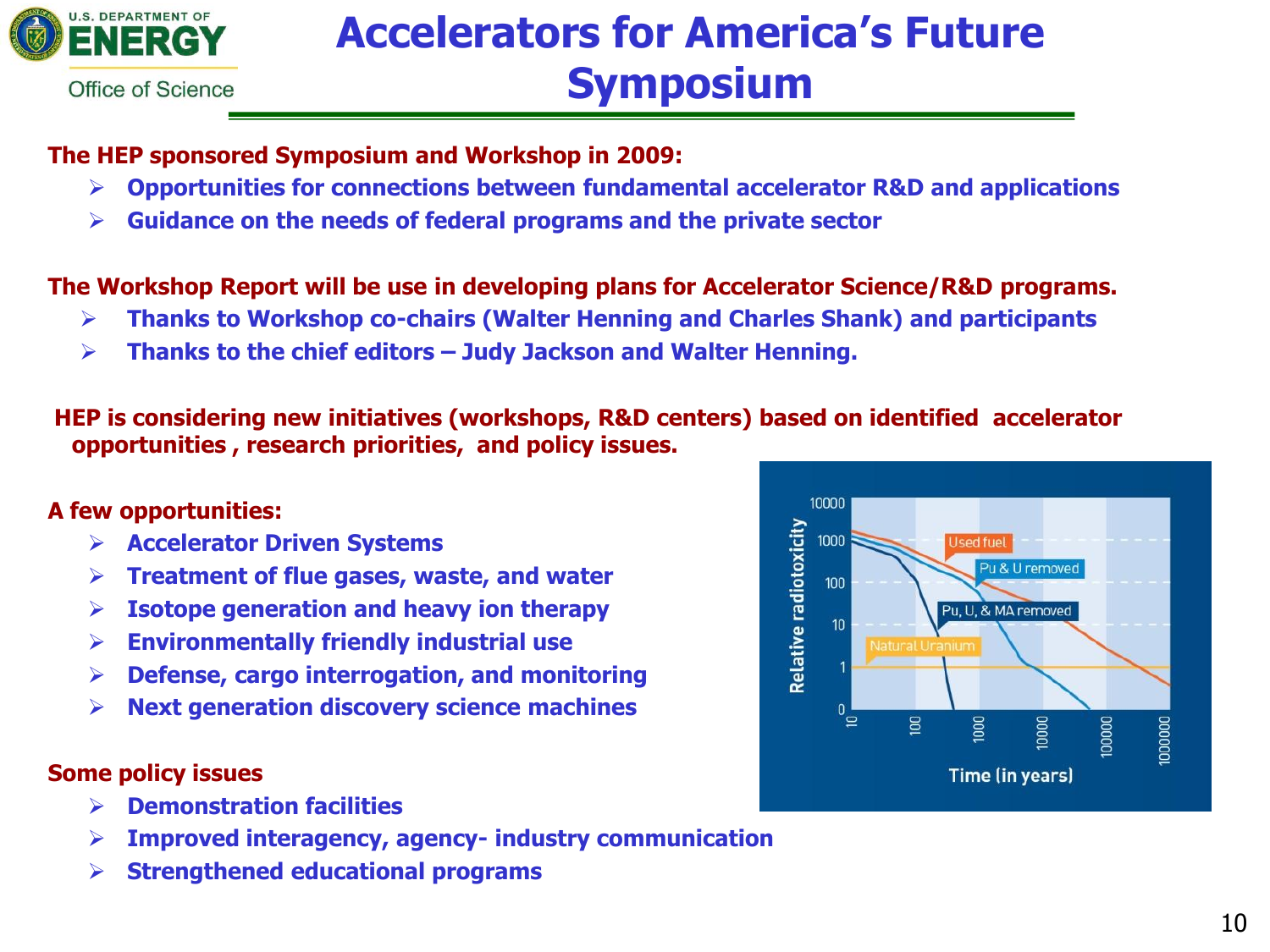# Accelerators for America's Future Symposium

**The HEP sponsored Symposium and Workshop in 2009:**

- **Opportunities for connections between fundamental accelerator R&D and applications**
- **Guidance on the needs of federal programs and the private sector**

**The Workshop Report will be use in developing plans for Accelerator Science/R&D programs.**

- **Thanks to Workshop co-chairs (Walter Henning and Charles Shank) and participants**
- **Thanks to the chief editors – Judy Jackson and Walter Henning.**

**HEP is considering new initiatives (workshops, R&D centers) based on identified accelerator opportunities , research priorities, and policy issues.**

**A few opportunities:**

- **Accelerator Driven Systems**
- **Treatment of flue gases, waste, and water**
- **Isotope generation and heavy ion therapy**
- **Environmentally friendly industrial use**
- **Defense, cargo interrogation, and monitoring**
- **Next generation discovery science machines**

**Some policy issues**

- **Demonstration facilities**
- **Improved interagency, agency- industry communication**
- **Strengthened educational programs**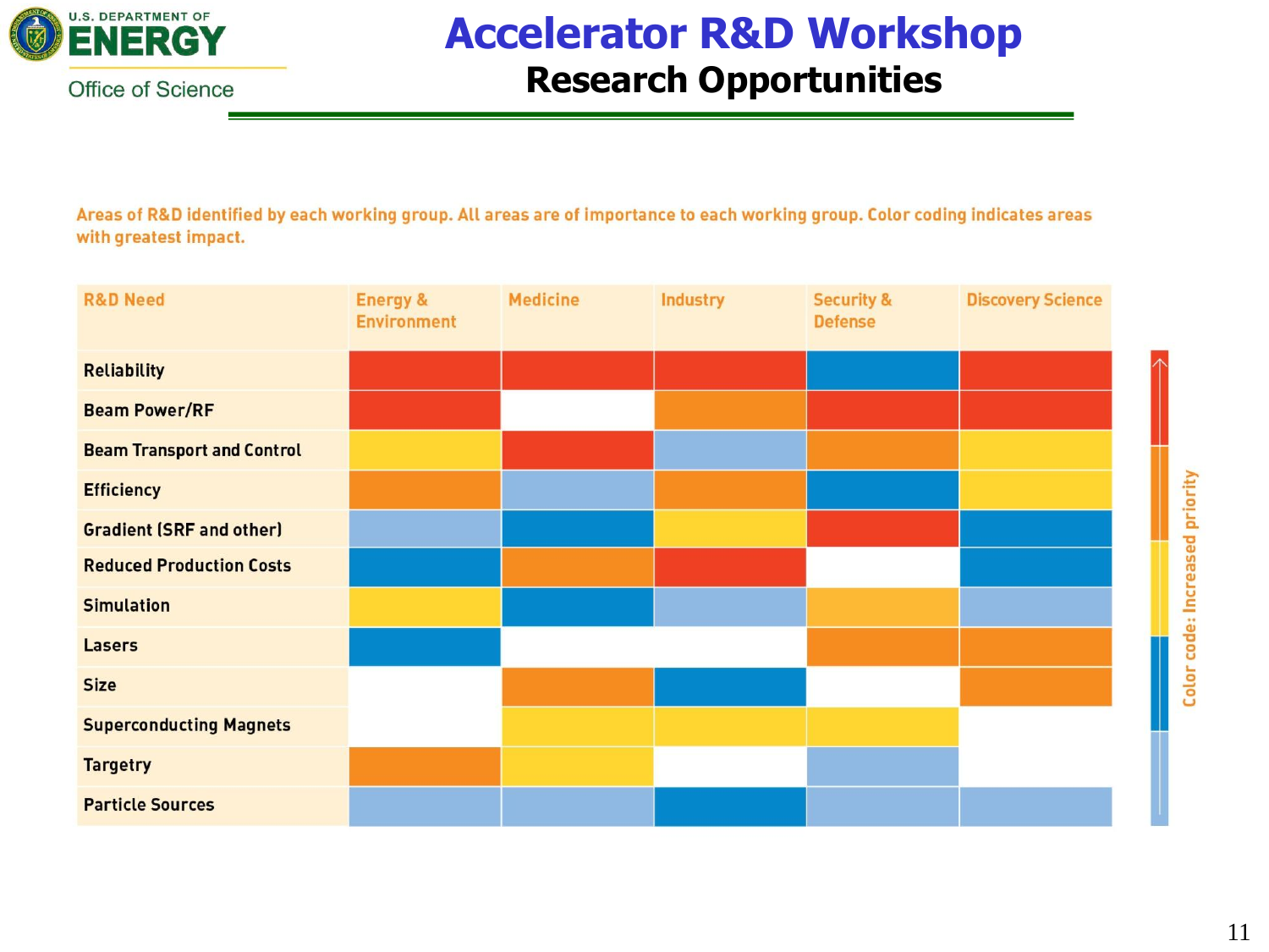# Accelerator R&D Workshop

## Research Opportunities

Areas of R&D identified by each working group. All areas are of importance to each working group. Color coding indicates areas with greatest impact.

| R&D Need | Energy & Environment | Medicine | Industry | Security & Defense | Discovery Science |
|---|---|---|---|---|---|
| Reliability | Red | Red | Red | Blue | Red |
| Beam Power/RF | Red | | Orange | Red | Red |
| Beam Transport and Control | Yellow | Red | Light blue | Orange | Yellow |
| Efficiency | Orange | Light blue | Orange | Blue | Yellow |
| Gradient (SRF and other) | Light blue | Blue | Yellow | Red | Blue |
| Reduced Production Costs | Blue | Orange | Red | | Blue |
| Simulation | Yellow | Blue | Light blue | Orange | Light blue |
| Lasers | Blue | | | Orange | Orange |
| Size | | Orange | Blue | | Orange |
| Superconducting Magnets | | Yellow | Yellow | Yellow | |
| Targetry | Orange | Yellow | | Light blue | |
| Particle Sources | Light blue | Light blue | Blue | Light blue | Light blue |

Color code: Increased priority (Light blue → Blue → Yellow → Orange → Red)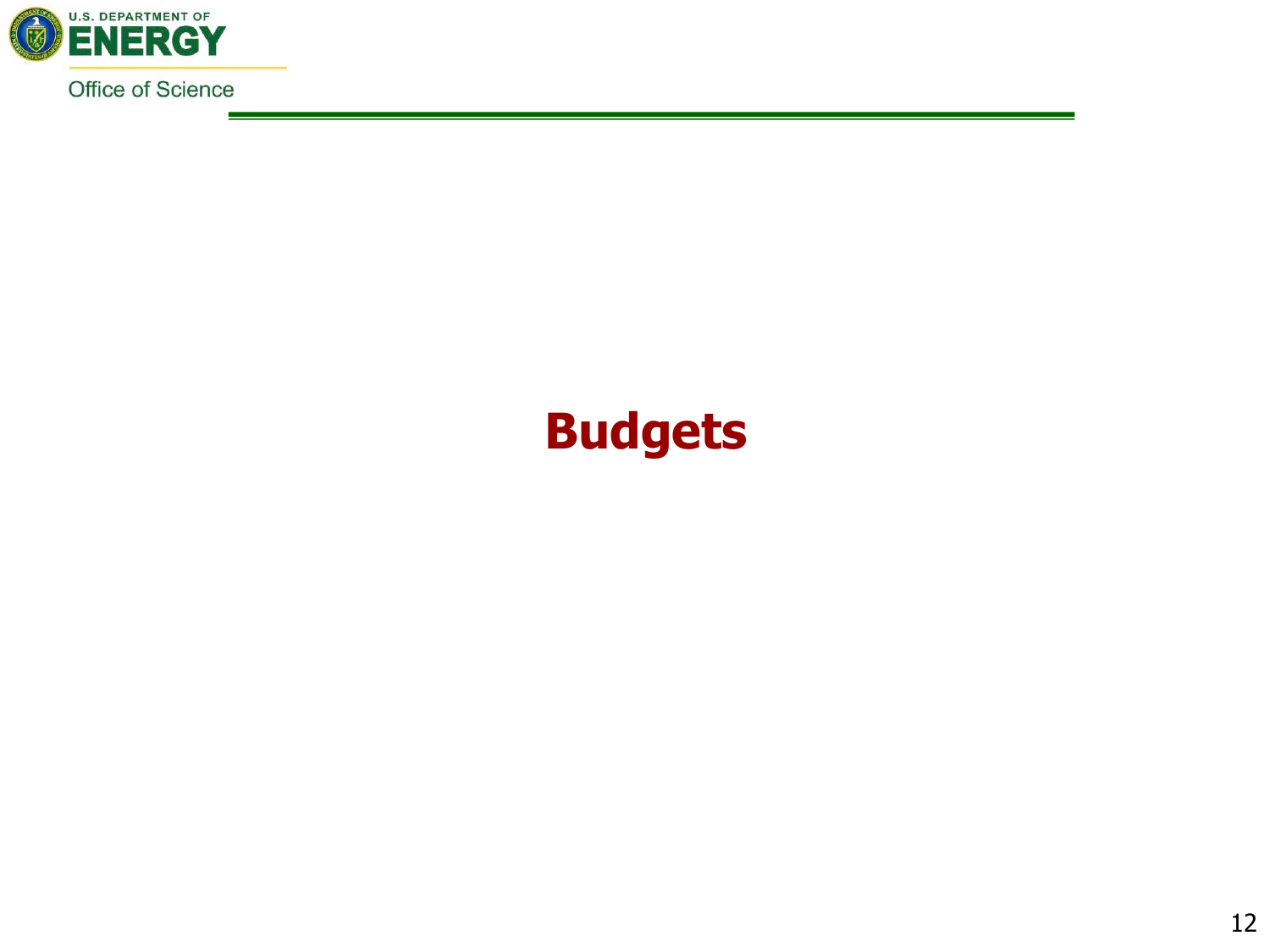# Budgets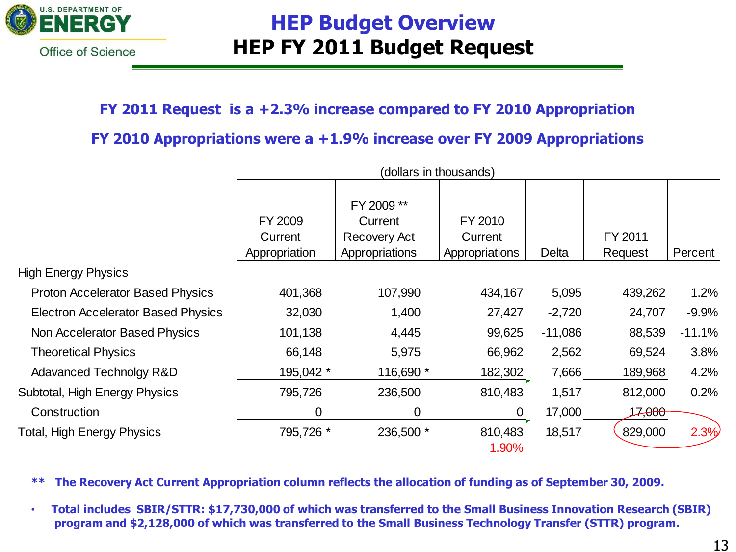# HEP Budget Overview
## HEP FY 2011 Budget Request

**FY 2011 Request is a +2.3% increase compared to FY 2010 Appropriation**

**FY 2010 Appropriations were a +1.9% increase over FY 2009 Appropriations**

(dollars in thousands)

| | FY 2009 Current Appropriation | FY 2009 ** Current Recovery Act Appropriations | FY 2010 Current Appropriations | Delta | FY 2011 Request | Percent |
|---|---|---|---|---|---|---|
| High Energy Physics | | | | | | |
| Proton Accelerator Based Physics | 401,368 | 107,990 | 434,167 | 5,095 | 439,262 | 1.2% |
| Electron Accelerator Based Physics | 32,030 | 1,400 | 27,427 | -2,720 | 24,707 | -9.9% |
| Non Accelerator Based Physics | 101,138 | 4,445 | 99,625 | -11,086 | 88,539 | -11.1% |
| Theoretical Physics | 66,148 | 5,975 | 66,962 | 2,562 | 69,524 | 3.8% |
| Adavanced Technolgy R&D | 195,042 * | 116,690 * | 182,302 | 7,666 | 189,968 | 4.2% |
| Subtotal, High Energy Physics | 795,726 | 236,500 | 810,483 | 1,517 | 812,000 | 0.2% |
| Construction | 0 | 0 | 0 | 17,000 | 17,000 | |
| Total, High Energy Physics | 795,726 * | 236,500 * | 810,483<br>1.90% | 18,517 | 829,000 | 2.3% |

** The Recovery Act Current Appropriation column reflects the allocation of funding as of September 30, 2009.

- **Total includes SBIR/STTR: $17,730,000 of which was transferred to the Small Business Innovation Research (SBIR) program and $2,128,000 of which was transferred to the Small Business Technology Transfer (STTR) program.**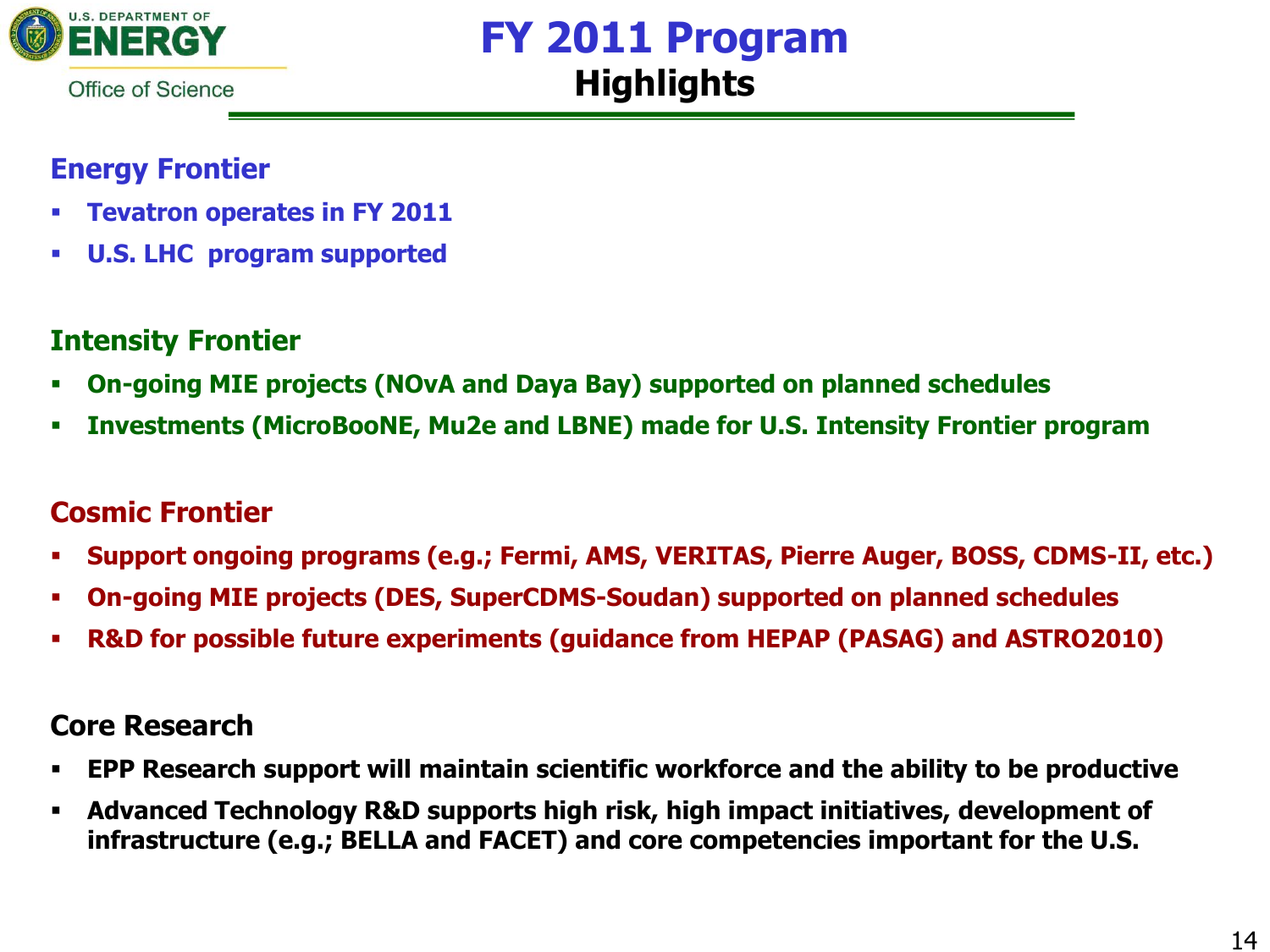# FY 2011 Program

## Highlights

### Energy Frontier

- **Tevatron operates in FY 2011**
- **U.S. LHC program supported**

### Intensity Frontier

- **On-going MIE projects (NOvA and Daya Bay) supported on planned schedules**
- **Investments (MicroBooNE, Mu2e and LBNE) made for U.S. Intensity Frontier program**

### Cosmic Frontier

- **Support ongoing programs (e.g.; Fermi, AMS, VERITAS, Pierre Auger, BOSS, CDMS-II, etc.)**
- **On-going MIE projects (DES, SuperCDMS-Soudan) supported on planned schedules**
- **R&D for possible future experiments (guidance from HEPAP (PASAG) and ASTRO2010)**

### Core Research

- **EPP Research support will maintain scientific workforce and the ability to be productive**
- **Advanced Technology R&D supports high risk, high impact initiatives, development of infrastructure (e.g.; BELLA and FACET) and core competencies important for the U.S.**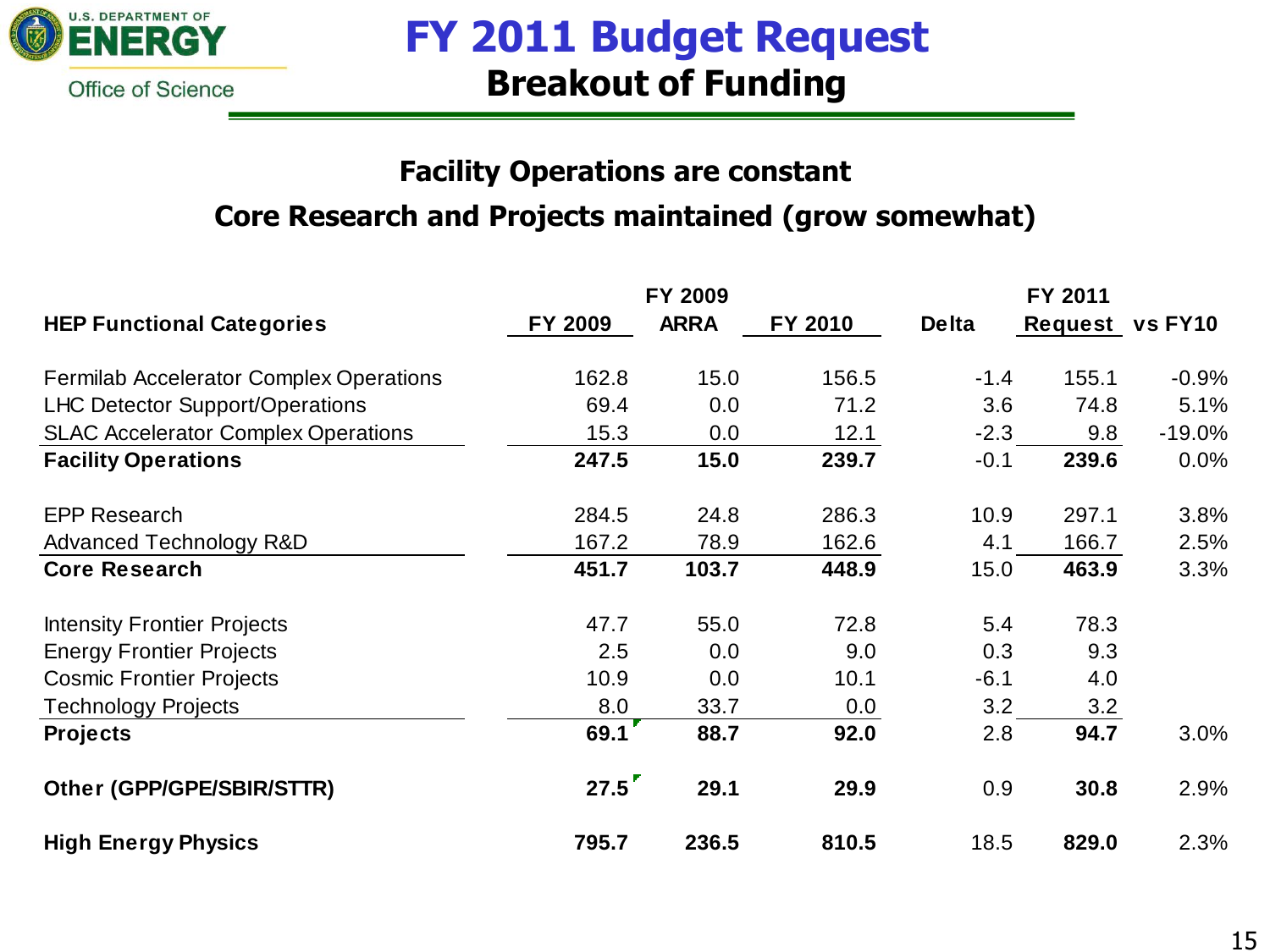# FY 2011 Budget Request

## Breakout of Funding

### Facility Operations are constant

### Core Research and Projects maintained (grow somewhat)

| HEP Functional Categories | FY 2009 | FY 2009 ARRA | FY 2010 | Delta | FY 2011 Request | vs FY10 |
|---|---|---|---|---|---|---|
| Fermilab Accelerator Complex Operations | 162.8 | 15.0 | 156.5 | -1.4 | 155.1 | -0.9% |
| LHC Detector Support/Operations | 69.4 | 0.0 | 71.2 | 3.6 | 74.8 | 5.1% |
| SLAC Accelerator Complex Operations | 15.3 | 0.0 | 12.1 | -2.3 | 9.8 | -19.0% |
| **Facility Operations** | **247.5** | **15.0** | **239.7** | -0.1 | **239.6** | 0.0% |
| EPP Research | 284.5 | 24.8 | 286.3 | 10.9 | 297.1 | 3.8% |
| Advanced Technology R&D | 167.2 | 78.9 | 162.6 | 4.1 | 166.7 | 2.5% |
| **Core Research** | **451.7** | **103.7** | **448.9** | 15.0 | **463.9** | 3.3% |
| Intensity Frontier Projects | 47.7 | 55.0 | 72.8 | 5.4 | 78.3 | |
| Energy Frontier Projects | 2.5 | 0.0 | 9.0 | 0.3 | 9.3 | |
| Cosmic Frontier Projects | 10.9 | 0.0 | 10.1 | -6.1 | 4.0 | |
| Technology Projects | 8.0 | 33.7 | 0.0 | 3.2 | 3.2 | |
| **Projects** | **69.1** | **88.7** | **92.0** | 2.8 | **94.7** | 3.0% |
| **Other (GPP/GPE/SBIR/STTR)** | **27.5** | **29.1** | **29.9** | 0.9 | **30.8** | 2.9% |
| **High Energy Physics** | **795.7** | **236.5** | **810.5** | 18.5 | **829.0** | 2.3% |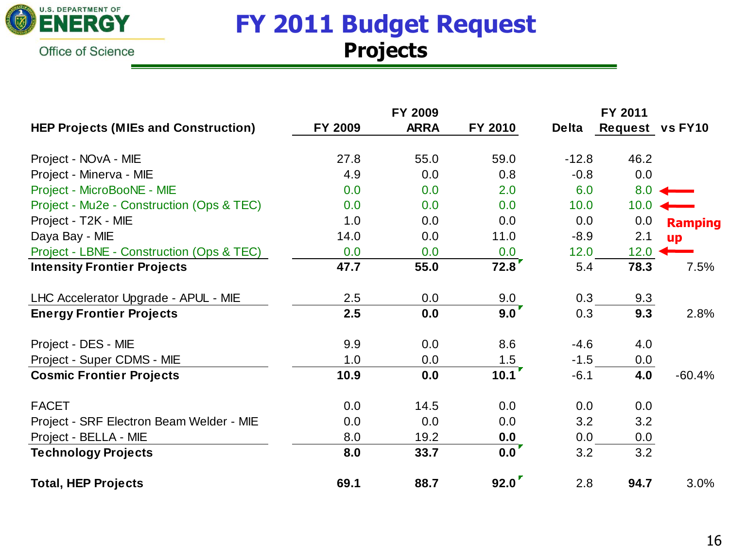# FY 2011 Budget Request

## Projects

| HEP Projects (MIEs and Construction) | FY 2009 | FY 2009 ARRA | FY 2010 | Delta | FY 2011 Request | vs FY10 |
|---|---|---|---|---|---|---|
| Project - NOvA - MIE | 27.8 | 55.0 | 59.0 | -12.8 | 46.2 | |
| Project - Minerva - MIE | 4.9 | 0.0 | 0.8 | -0.8 | 0.0 | |
| Project - MicroBooNE - MIE | 0.0 | 0.0 | 2.0 | 6.0 | 8.0 | |
| Project - Mu2e - Construction (Ops & TEC) | 0.0 | 0.0 | 0.0 | 10.0 | 10.0 | |
| Project - T2K - MIE | 1.0 | 0.0 | 0.0 | 0.0 | 0.0 | |
| Daya Bay - MIE | 14.0 | 0.0 | 11.0 | -8.9 | 2.1 | |
| Project - LBNE - Construction (Ops & TEC) | 0.0 | 0.0 | 0.0 | 12.0 | 12.0 | |
| **Intensity Frontier Projects** | **47.7** | **55.0** | **72.8** | 5.4 | **78.3** | 7.5% |
| LHC Accelerator Upgrade - APUL - MIE | 2.5 | 0.0 | 9.0 | 0.3 | 9.3 | |
| **Energy Frontier Projects** | **2.5** | **0.0** | **9.0** | 0.3 | **9.3** | 2.8% |
| Project - DES - MIE | 9.9 | 0.0 | 8.6 | -4.6 | 4.0 | |
| Project - Super CDMS - MIE | 1.0 | 0.0 | 1.5 | -1.5 | 0.0 | |
| **Cosmic Frontier Projects** | **10.9** | **0.0** | **10.1** | -6.1 | **4.0** | -60.4% |
| FACET | 0.0 | 14.5 | 0.0 | 0.0 | 0.0 | |
| Project - SRF Electron Beam Welder - MIE | 0.0 | 0.0 | 0.0 | 3.2 | 3.2 | |
| Project - BELLA - MIE | 8.0 | 19.2 | **0.0** | 0.0 | 0.0 | |
| **Technology Projects** | **8.0** | **33.7** | **0.0** | 3.2 | 3.2 | |
| **Total, HEP Projects** | **69.1** | **88.7** | **92.0** | 2.8 | **94.7** | 3.0% |

**Ramping up** (MicroBooNE, Mu2e, LBNE)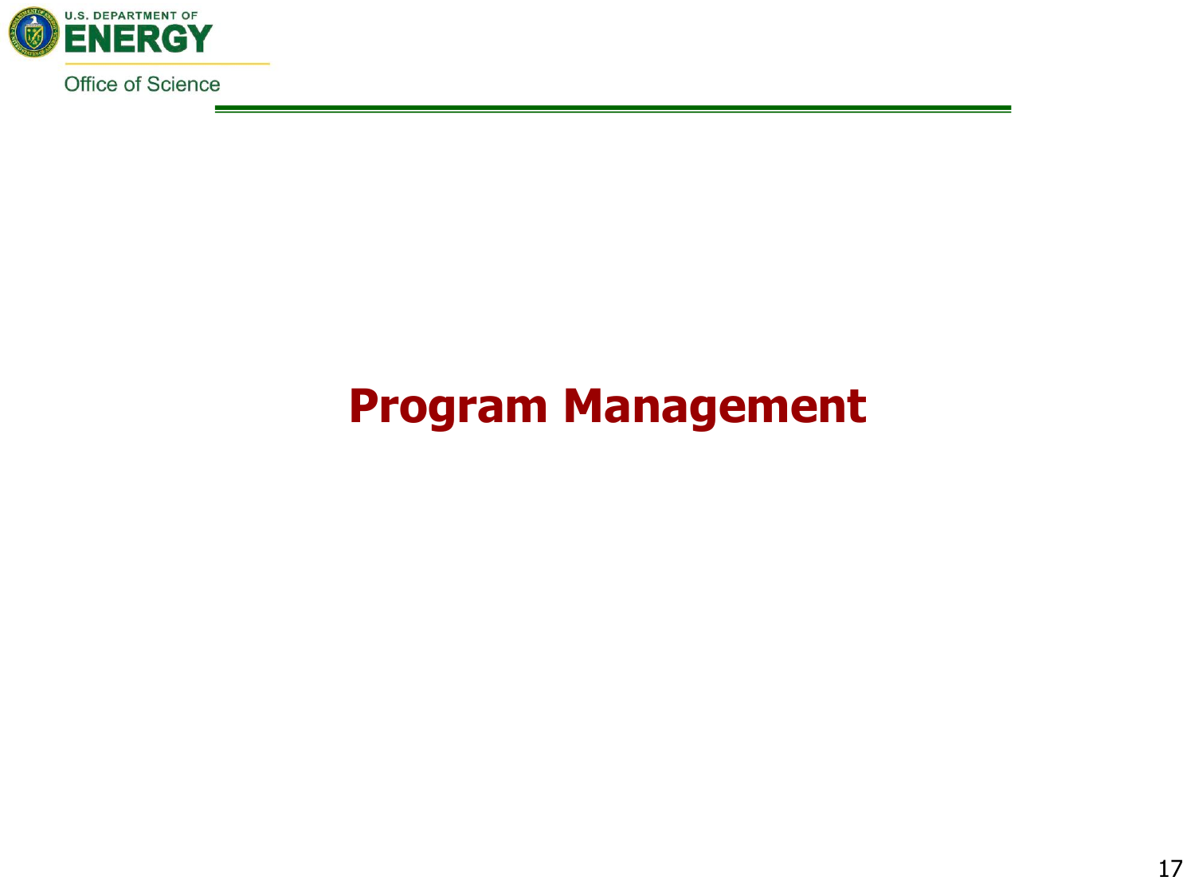# Program Management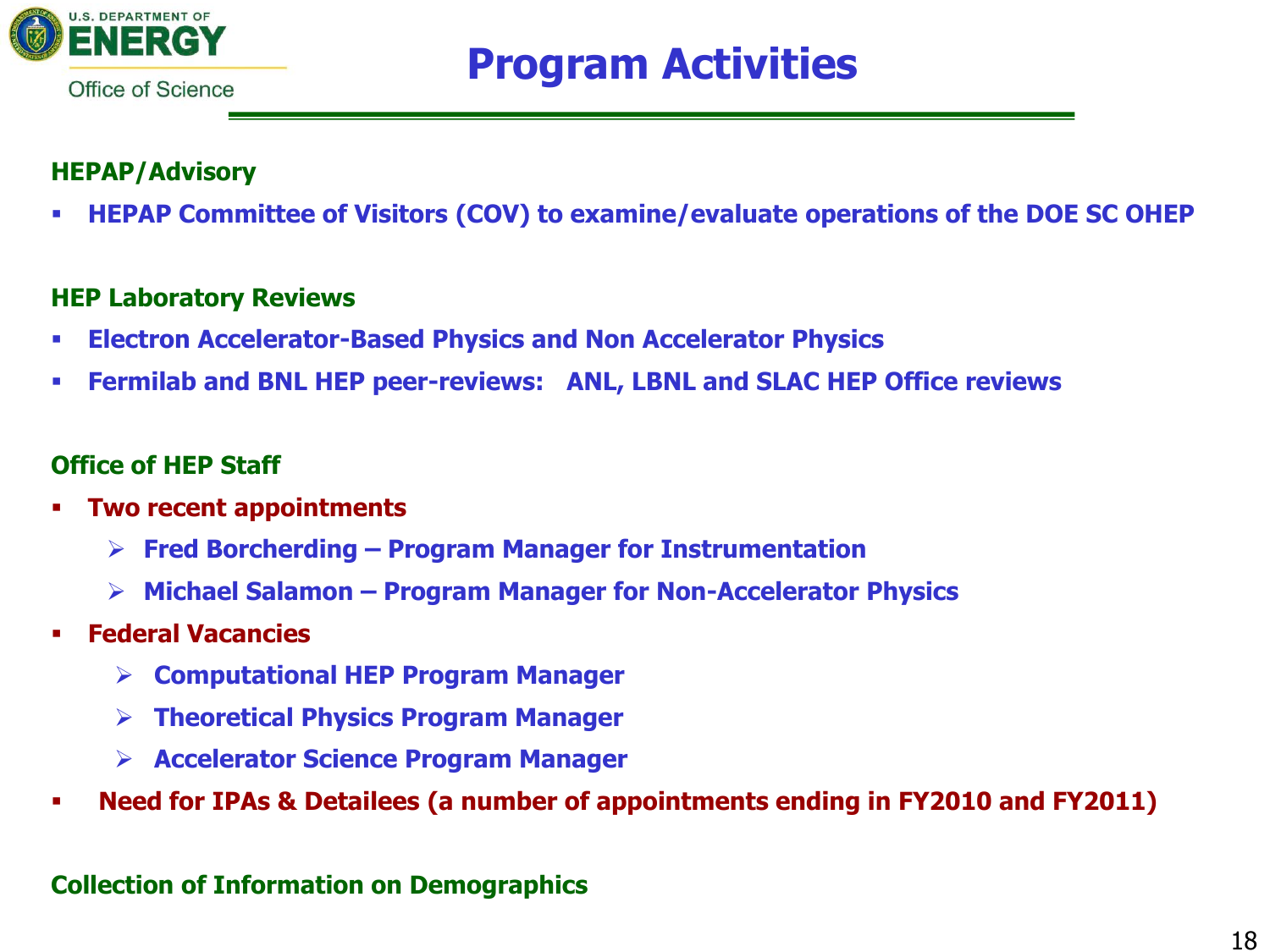# Program Activities

### HEPAP/Advisory

- **HEPAP Committee of Visitors (COV) to examine/evaluate operations of the DOE SC OHEP**

### HEP Laboratory Reviews

- **Electron Accelerator-Based Physics and Non Accelerator Physics**
- **Fermilab and BNL HEP peer-reviews: ANL, LBNL and SLAC HEP Office reviews**

### Office of HEP Staff

- **Two recent appointments**
  - **Fred Borcherding – Program Manager for Instrumentation**
  - **Michael Salamon – Program Manager for Non-Accelerator Physics**
- **Federal Vacancies**
  - **Computational HEP Program Manager**
  - **Theoretical Physics Program Manager**
  - **Accelerator Science Program Manager**
- **Need for IPAs & Detailees (a number of appointments ending in FY2010 and FY2011)**

### Collection of Information on Demographics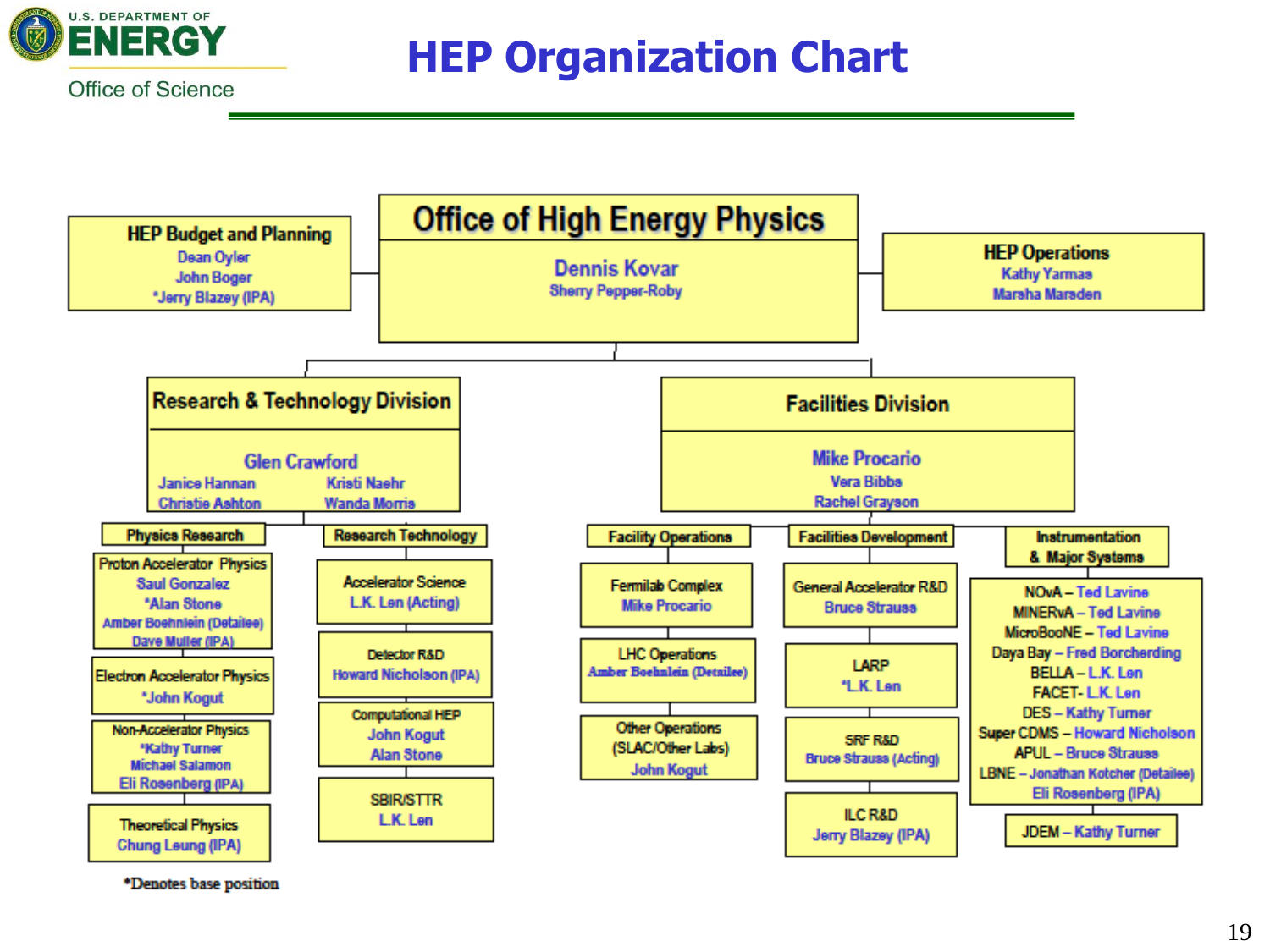# HEP Organization Chart

## Office of High Energy Physics

**Dennis Kovar**
Sherry Pepper-Roby

### HEP Budget and Planning
- Dean Oyler
- John Boger
- *Jerry Blazey (IPA)

### HEP Operations
- Kathy Yarmas
- Marsha Marsden

## Research & Technology Division

**Glen Crawford**
- Janice Hannan
- Kristi Naehr
- Christie Ashton
- Wanda Morris

### Physics Research

**Proton Accelerator Physics**
- Saul Gonzalez
- *Alan Stone
- Amber Boehnlein (Detailee)
- Dave Muller (IPA)

**Electron Accelerator Physics**
- *John Kogut

**Non-Accelerator Physics**
- *Kathy Turner
- Michael Salamon
- Eli Rosenberg (IPA)

**Theoretical Physics**
- Chung Leung (IPA)

### Research Technology

**Accelerator Science**
- L.K. Len (Acting)

**Detector R&D**
- Howard Nicholson (IPA)

**Computational HEP**
- John Kogut
- Alan Stone

**SBIR/STTR**
- L.K. Len

## Facilities Division

**Mike Procario**
- Vera Bibbs
- Rachel Grayson

### Facility Operations

**Fermilab Complex**
- Mike Procario

**LHC Operations**
- Amber Boehnlein (Detailee)

**Other Operations (SLAC/Other Labs)**
- John Kogut

### Facilities Development

**General Accelerator R&D**
- Bruce Strauss

**LARP**
- *L.K. Len

**SRF R&D**
- Bruce Strauss (Acting)

**ILC R&D**
- Jerry Blazey (IPA)

### Instrumentation & Major Systems
- NOvA – Ted Lavine
- MINERvA – Ted Lavine
- MicroBooNE – Ted Lavine
- Daya Bay – Fred Borcherding
- BELLA – L.K. Len
- FACET- L.K. Len
- DES – Kathy Turner
- Super CDMS – Howard Nicholson
- APUL – Bruce Strauss
- LBNE – Jonathan Kotcher (Detailee)
- Eli Rosenberg (IPA)

**JDEM – Kathy Turner**

*Denotes base position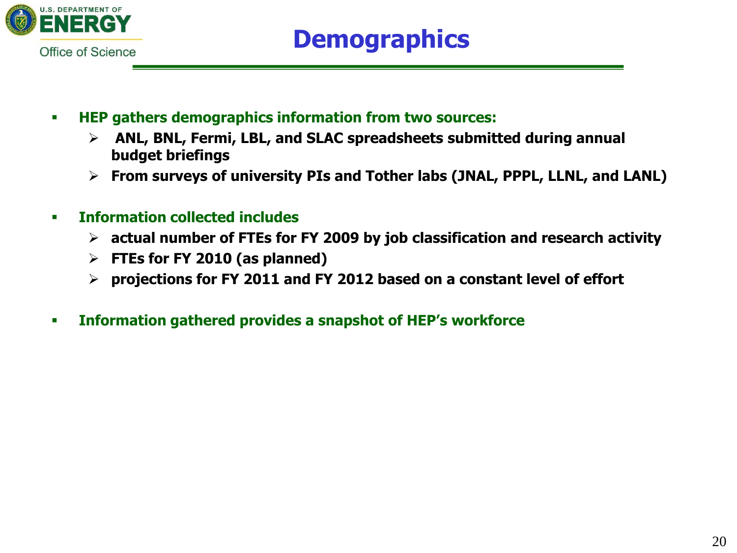# Demographics

- **HEP gathers demographics information from two sources:**
  - **ANL, BNL, Fermi, LBL, and SLAC spreadsheets submitted during annual budget briefings**
  - **From surveys of university PIs and Tother labs (JNAL, PPPL, LLNL, and LANL)**

- **Information collected includes**
  - **actual number of FTEs for FY 2009 by job classification and research activity**
  - **FTEs for FY 2010 (as planned)**
  - **projections for FY 2011 and FY 2012 based on a constant level of effort**

- **Information gathered provides a snapshot of HEP's workforce**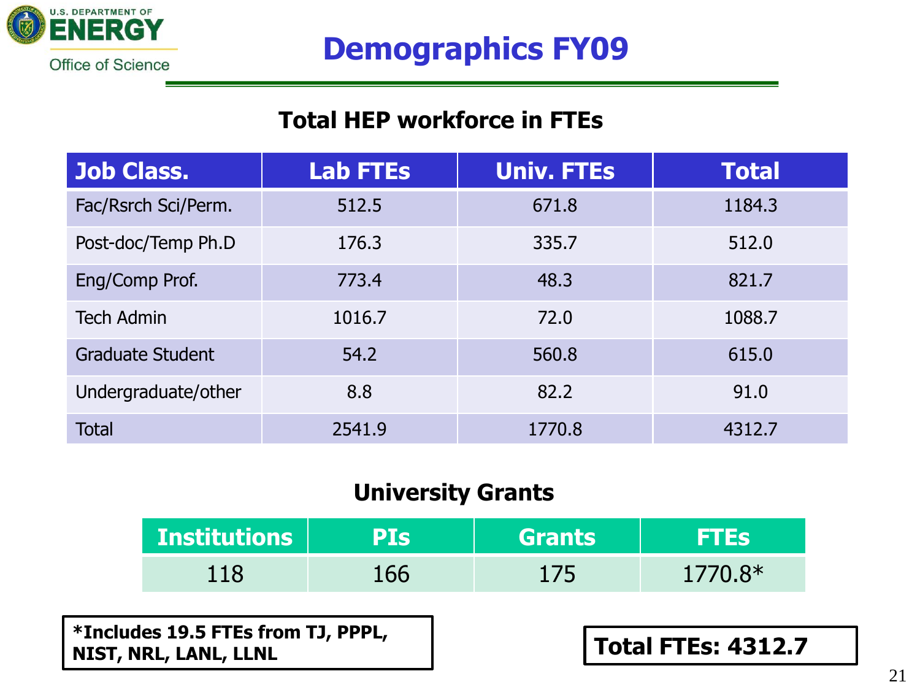# Demographics FY09

## Total HEP workforce in FTEs

| Job Class. | Lab FTEs | Univ. FTEs | Total |
|---|---|---|---|
| Fac/Rsrch Sci/Perm. | 512.5 | 671.8 | 1184.3 |
| Post-doc/Temp Ph.D | 176.3 | 335.7 | 512.0 |
| Eng/Comp Prof. | 773.4 | 48.3 | 821.7 |
| Tech Admin | 1016.7 | 72.0 | 1088.7 |
| Graduate Student | 54.2 | 560.8 | 615.0 |
| Undergraduate/other | 8.8 | 82.2 | 91.0 |
| Total | 2541.9 | 1770.8 | 4312.7 |

## University Grants

| Institutions | PIs | Grants | FTEs |
|---|---|---|---|
| 118 | 166 | 175 | 1770.8* |

**\*Includes 19.5 FTEs from TJ, PPPL, NIST, NRL, LANL, LLNL**

**Total FTEs: 4312.7**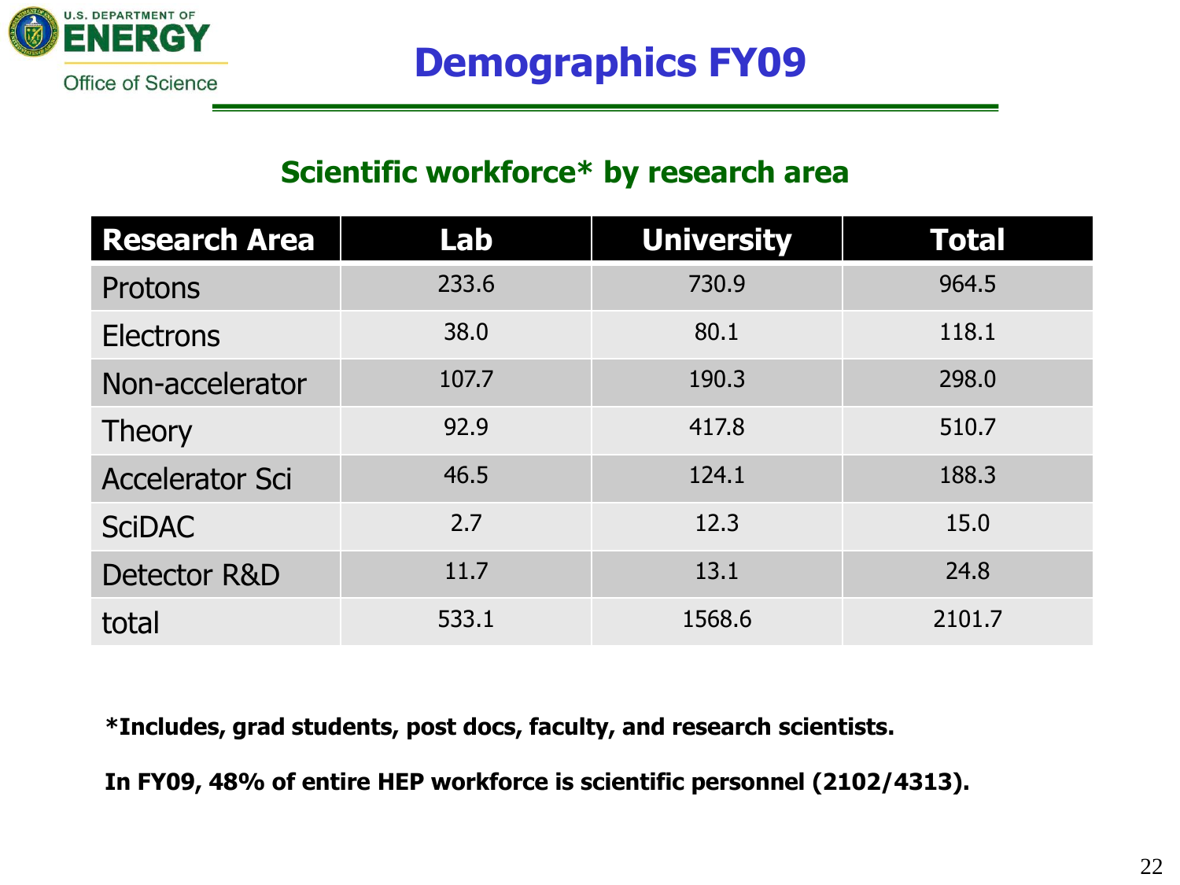# Demographics FY09

## Scientific workforce* by research area

| Research Area | Lab | University | Total |
|---|---|---|---|
| Protons | 233.6 | 730.9 | 964.5 |
| Electrons | 38.0 | 80.1 | 118.1 |
| Non-accelerator | 107.7 | 190.3 | 298.0 |
| Theory | 92.9 | 417.8 | 510.7 |
| Accelerator Sci | 46.5 | 124.1 | 188.3 |
| SciDAC | 2.7 | 12.3 | 15.0 |
| Detector R&D | 11.7 | 13.1 | 24.8 |
| total | 533.1 | 1568.6 | 2101.7 |

**\*Includes, grad students, post docs, faculty, and research scientists.**

**In FY09, 48% of entire HEP workforce is scientific personnel (2102/4313).**